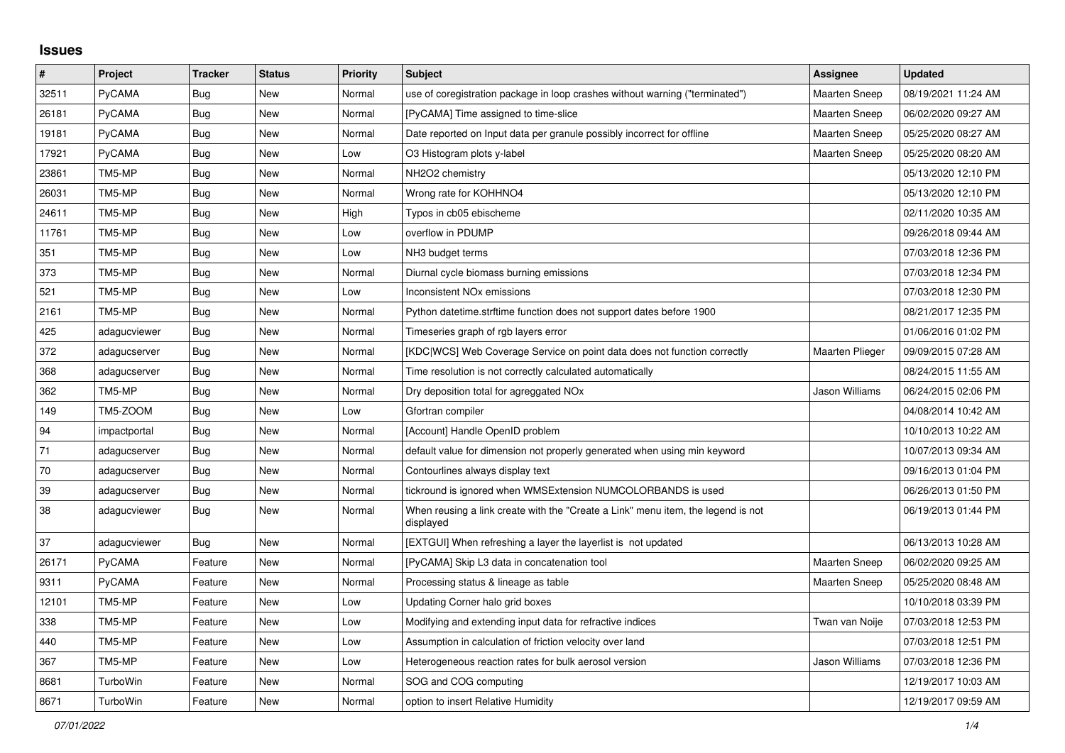## Issues

| # | Project | Tracker | Status | Priority | Subject | Assignee | Updated |
|---|---|---|---|---|---|---|---|
| 32511 | PyCAMA | Bug | New | Normal | use of coregistration package in loop crashes without warning ("terminated") | Maarten Sneep | 08/19/2021 11:24 AM |
| 26181 | PyCAMA | Bug | New | Normal | [PyCAMA] Time assigned to time-slice | Maarten Sneep | 06/02/2020 09:27 AM |
| 19181 | PyCAMA | Bug | New | Normal | Date reported on Input data per granule possibly incorrect for offline | Maarten Sneep | 05/25/2020 08:27 AM |
| 17921 | PyCAMA | Bug | New | Low | O3 Histogram plots y-label | Maarten Sneep | 05/25/2020 08:20 AM |
| 23861 | TM5-MP | Bug | New | Normal | NH2O2 chemistry | | 05/13/2020 12:10 PM |
| 26031 | TM5-MP | Bug | New | Normal | Wrong rate for KOHHNO4 | | 05/13/2020 12:10 PM |
| 24611 | TM5-MP | Bug | New | High | Typos in cb05 ebischeme | | 02/11/2020 10:35 AM |
| 11761 | TM5-MP | Bug | New | Low | overflow in PDUMP | | 09/26/2018 09:44 AM |
| 351 | TM5-MP | Bug | New | Low | NH3 budget terms | | 07/03/2018 12:36 PM |
| 373 | TM5-MP | Bug | New | Normal | Diurnal cycle biomass burning emissions | | 07/03/2018 12:34 PM |
| 521 | TM5-MP | Bug | New | Low | Inconsistent NOx emissions | | 07/03/2018 12:30 PM |
| 2161 | TM5-MP | Bug | New | Normal | Python datetime.strftime function does not support dates before 1900 | | 08/21/2017 12:35 PM |
| 425 | adagucviewer | Bug | New | Normal | Timeseries graph of rgb layers error | | 01/06/2016 01:02 PM |
| 372 | adagucserver | Bug | New | Normal | [KDC\|WCS] Web Coverage Service on point data does not function correctly | Maarten Plieger | 09/09/2015 07:28 AM |
| 368 | adagucserver | Bug | New | Normal | Time resolution is not correctly calculated automatically | | 08/24/2015 11:55 AM |
| 362 | TM5-MP | Bug | New | Normal | Dry deposition total for agreggated NOx | Jason Williams | 06/24/2015 02:06 PM |
| 149 | TM5-ZOOM | Bug | New | Low | Gfortran compiler | | 04/08/2014 10:42 AM |
| 94 | impactportal | Bug | New | Normal | [Account] Handle OpenID problem | | 10/10/2013 10:22 AM |
| 71 | adagucserver | Bug | New | Normal | default value for dimension not properly generated when using min keyword | | 10/07/2013 09:34 AM |
| 70 | adagucserver | Bug | New | Normal | Contourlines always display text | | 09/16/2013 01:04 PM |
| 39 | adagucserver | Bug | New | Normal | tickround is ignored when WMSExtension NUMCOLORBANDS is used | | 06/26/2013 01:50 PM |
| 38 | adagucviewer | Bug | New | Normal | When reusing a link create with the "Create a Link" menu item, the legend is not displayed | | 06/19/2013 01:44 PM |
| 37 | adagucviewer | Bug | New | Normal | [EXTGUI] When refreshing a layer the layerlist is not updated | | 06/13/2013 10:28 AM |
| 26171 | PyCAMA | Feature | New | Normal | [PyCAMA] Skip L3 data in concatenation tool | Maarten Sneep | 06/02/2020 09:25 AM |
| 9311 | PyCAMA | Feature | New | Normal | Processing status & lineage as table | Maarten Sneep | 05/25/2020 08:48 AM |
| 12101 | TM5-MP | Feature | New | Low | Updating Corner halo grid boxes | | 10/10/2018 03:39 PM |
| 338 | TM5-MP | Feature | New | Low | Modifying and extending input data for refractive indices | Twan van Noije | 07/03/2018 12:53 PM |
| 440 | TM5-MP | Feature | New | Low | Assumption in calculation of friction velocity over land | | 07/03/2018 12:51 PM |
| 367 | TM5-MP | Feature | New | Low | Heterogeneous reaction rates for bulk aerosol version | Jason Williams | 07/03/2018 12:36 PM |
| 8681 | TurboWin | Feature | New | Normal | SOG and COG computing | | 12/19/2017 10:03 AM |
| 8671 | TurboWin | Feature | New | Normal | option to insert Relative Humidity | | 12/19/2017 09:59 AM |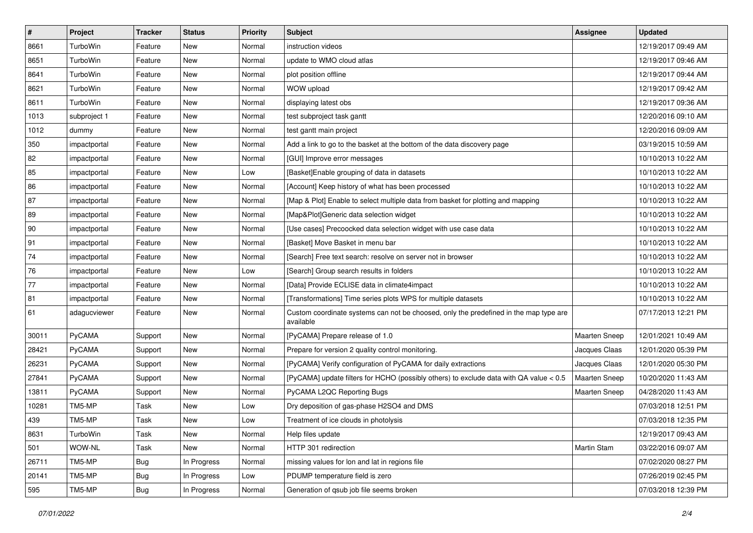| # | Project | Tracker | Status | Priority | Subject | Assignee | Updated |
|---|---|---|---|---|---|---|---|
| 8661 | TurboWin | Feature | New | Normal | instruction videos | | 12/19/2017 09:49 AM |
| 8651 | TurboWin | Feature | New | Normal | update to WMO cloud atlas | | 12/19/2017 09:46 AM |
| 8641 | TurboWin | Feature | New | Normal | plot position offline | | 12/19/2017 09:44 AM |
| 8621 | TurboWin | Feature | New | Normal | WOW upload | | 12/19/2017 09:42 AM |
| 8611 | TurboWin | Feature | New | Normal | displaying latest obs | | 12/19/2017 09:36 AM |
| 1013 | subproject 1 | Feature | New | Normal | test subproject task gantt | | 12/20/2016 09:10 AM |
| 1012 | dummy | Feature | New | Normal | test gantt main project | | 12/20/2016 09:09 AM |
| 350 | impactportal | Feature | New | Normal | Add a link to go to the basket at the bottom of the data discovery page | | 03/19/2015 10:59 AM |
| 82 | impactportal | Feature | New | Normal | [GUI] Improve error messages | | 10/10/2013 10:22 AM |
| 85 | impactportal | Feature | New | Low | [Basket]Enable grouping of data in datasets | | 10/10/2013 10:22 AM |
| 86 | impactportal | Feature | New | Normal | [Account] Keep history of what has been processed | | 10/10/2013 10:22 AM |
| 87 | impactportal | Feature | New | Normal | [Map & Plot] Enable to select multiple data from basket for plotting and mapping | | 10/10/2013 10:22 AM |
| 89 | impactportal | Feature | New | Normal | [Map&Plot]Generic data selection widget | | 10/10/2013 10:22 AM |
| 90 | impactportal | Feature | New | Normal | [Use cases] Precoocked data selection widget with use case data | | 10/10/2013 10:22 AM |
| 91 | impactportal | Feature | New | Normal | [Basket] Move Basket in menu bar | | 10/10/2013 10:22 AM |
| 74 | impactportal | Feature | New | Normal | [Search] Free text search: resolve on server not in browser | | 10/10/2013 10:22 AM |
| 76 | impactportal | Feature | New | Low | [Search] Group search results in folders | | 10/10/2013 10:22 AM |
| 77 | impactportal | Feature | New | Normal | [Data] Provide ECLISE data in climate4impact | | 10/10/2013 10:22 AM |
| 81 | impactportal | Feature | New | Normal | [Transformations] Time series plots WPS for multiple datasets | | 10/10/2013 10:22 AM |
| 61 | adagucviewer | Feature | New | Normal | Custom coordinate systems can not be choosed, only the predefined in the map type are available | | 07/17/2013 12:21 PM |
| 30011 | PyCAMA | Support | New | Normal | [PyCAMA] Prepare release of 1.0 | Maarten Sneep | 12/01/2021 10:49 AM |
| 28421 | PyCAMA | Support | New | Normal | Prepare for version 2 quality control monitoring. | Jacques Claas | 12/01/2020 05:39 PM |
| 26231 | PyCAMA | Support | New | Normal | [PyCAMA] Verify configuration of PyCAMA for daily extractions | Jacques Claas | 12/01/2020 05:30 PM |
| 27841 | PyCAMA | Support | New | Normal | [PyCAMA] update filters for HCHO (possibly others) to exclude data with QA value < 0.5 | Maarten Sneep | 10/20/2020 11:43 AM |
| 13811 | PyCAMA | Support | New | Normal | PyCAMA L2QC Reporting Bugs | Maarten Sneep | 04/28/2020 11:43 AM |
| 10281 | TM5-MP | Task | New | Low | Dry deposition of gas-phase H2SO4 and DMS | | 07/03/2018 12:51 PM |
| 439 | TM5-MP | Task | New | Low | Treatment of ice clouds in photolysis | | 07/03/2018 12:35 PM |
| 8631 | TurboWin | Task | New | Normal | Help files update | | 12/19/2017 09:43 AM |
| 501 | WOW-NL | Task | New | Normal | HTTP 301 redirection | Martin Stam | 03/22/2016 09:07 AM |
| 26711 | TM5-MP | Bug | In Progress | Normal | missing values for lon and lat in regions file | | 07/02/2020 08:27 PM |
| 20141 | TM5-MP | Bug | In Progress | Low | PDUMP temperature field is zero | | 07/26/2019 02:45 PM |
| 595 | TM5-MP | Bug | In Progress | Normal | Generation of qsub job file seems broken | | 07/03/2018 12:39 PM |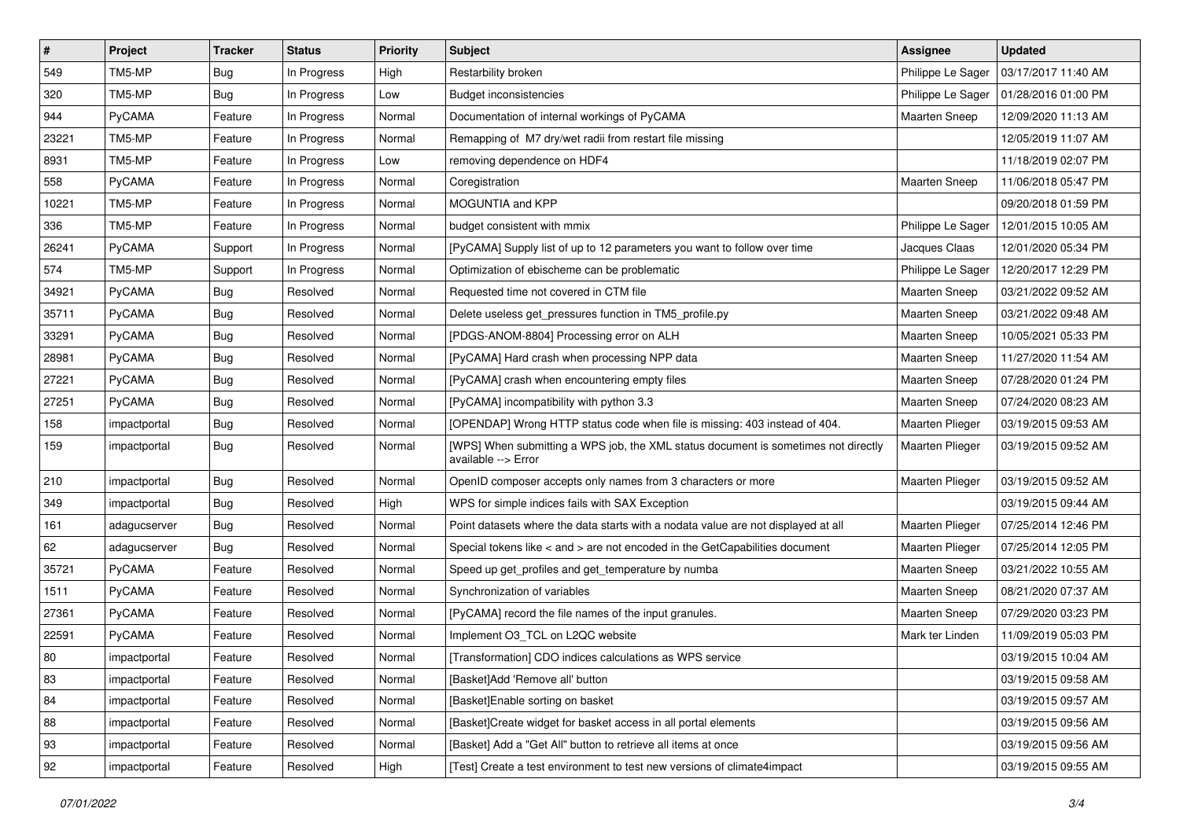| # | Project | Tracker | Status | Priority | Subject | Assignee | Updated |
|---|---|---|---|---|---|---|---|
| 549 | TM5-MP | Bug | In Progress | High | Restarbility broken | Philippe Le Sager | 03/17/2017 11:40 AM |
| 320 | TM5-MP | Bug | In Progress | Low | Budget inconsistencies | Philippe Le Sager | 01/28/2016 01:00 PM |
| 944 | PyCAMA | Feature | In Progress | Normal | Documentation of internal workings of PyCAMA | Maarten Sneep | 12/09/2020 11:13 AM |
| 23221 | TM5-MP | Feature | In Progress | Normal | Remapping of M7 dry/wet radii from restart file missing | | 12/05/2019 11:07 AM |
| 8931 | TM5-MP | Feature | In Progress | Low | removing dependence on HDF4 | | 11/18/2019 02:07 PM |
| 558 | PyCAMA | Feature | In Progress | Normal | Coregistration | Maarten Sneep | 11/06/2018 05:47 PM |
| 10221 | TM5-MP | Feature | In Progress | Normal | MOGUNTIA and KPP | | 09/20/2018 01:59 PM |
| 336 | TM5-MP | Feature | In Progress | Normal | budget consistent with mmix | Philippe Le Sager | 12/01/2015 10:05 AM |
| 26241 | PyCAMA | Support | In Progress | Normal | [PyCAMA] Supply list of up to 12 parameters you want to follow over time | Jacques Claas | 12/01/2020 05:34 PM |
| 574 | TM5-MP | Support | In Progress | Normal | Optimization of ebischeme can be problematic | Philippe Le Sager | 12/20/2017 12:29 PM |
| 34921 | PyCAMA | Bug | Resolved | Normal | Requested time not covered in CTM file | Maarten Sneep | 03/21/2022 09:52 AM |
| 35711 | PyCAMA | Bug | Resolved | Normal | Delete useless get_pressures function in TM5_profile.py | Maarten Sneep | 03/21/2022 09:48 AM |
| 33291 | PyCAMA | Bug | Resolved | Normal | [PDGS-ANOM-8804] Processing error on ALH | Maarten Sneep | 10/05/2021 05:33 PM |
| 28981 | PyCAMA | Bug | Resolved | Normal | [PyCAMA] Hard crash when processing NPP data | Maarten Sneep | 11/27/2020 11:54 AM |
| 27221 | PyCAMA | Bug | Resolved | Normal | [PyCAMA] crash when encountering empty files | Maarten Sneep | 07/28/2020 01:24 PM |
| 27251 | PyCAMA | Bug | Resolved | Normal | [PyCAMA] incompatibility with python 3.3 | Maarten Sneep | 07/24/2020 08:23 AM |
| 158 | impactportal | Bug | Resolved | Normal | [OPENDAP] Wrong HTTP status code when file is missing: 403 instead of 404. | Maarten Plieger | 03/19/2015 09:53 AM |
| 159 | impactportal | Bug | Resolved | Normal | [WPS] When submitting a WPS job, the XML status document is sometimes not directly available --> Error | Maarten Plieger | 03/19/2015 09:52 AM |
| 210 | impactportal | Bug | Resolved | Normal | OpenID composer accepts only names from 3 characters or more | Maarten Plieger | 03/19/2015 09:52 AM |
| 349 | impactportal | Bug | Resolved | High | WPS for simple indices fails with SAX Exception | | 03/19/2015 09:44 AM |
| 161 | adagucserver | Bug | Resolved | Normal | Point datasets where the data starts with a nodata value are not displayed at all | Maarten Plieger | 07/25/2014 12:46 PM |
| 62 | adagucserver | Bug | Resolved | Normal | Special tokens like < and > are not encoded in the GetCapabilities document | Maarten Plieger | 07/25/2014 12:05 PM |
| 35721 | PyCAMA | Feature | Resolved | Normal | Speed up get_profiles and get_temperature by numba | Maarten Sneep | 03/21/2022 10:55 AM |
| 1511 | PyCAMA | Feature | Resolved | Normal | Synchronization of variables | Maarten Sneep | 08/21/2020 07:37 AM |
| 27361 | PyCAMA | Feature | Resolved | Normal | [PyCAMA] record the file names of the input granules. | Maarten Sneep | 07/29/2020 03:23 PM |
| 22591 | PyCAMA | Feature | Resolved | Normal | Implement O3_TCL on L2QC website | Mark ter Linden | 11/09/2019 05:03 PM |
| 80 | impactportal | Feature | Resolved | Normal | [Transformation] CDO indices calculations as WPS service | | 03/19/2015 10:04 AM |
| 83 | impactportal | Feature | Resolved | Normal | [Basket]Add 'Remove all' button | | 03/19/2015 09:58 AM |
| 84 | impactportal | Feature | Resolved | Normal | [Basket]Enable sorting on basket | | 03/19/2015 09:57 AM |
| 88 | impactportal | Feature | Resolved | Normal | [Basket]Create widget for basket access in all portal elements | | 03/19/2015 09:56 AM |
| 93 | impactportal | Feature | Resolved | Normal | [Basket] Add a "Get All" button to retrieve all items at once | | 03/19/2015 09:56 AM |
| 92 | impactportal | Feature | Resolved | High | [Test] Create a test environment to test new versions of climate4impact | | 03/19/2015 09:55 AM |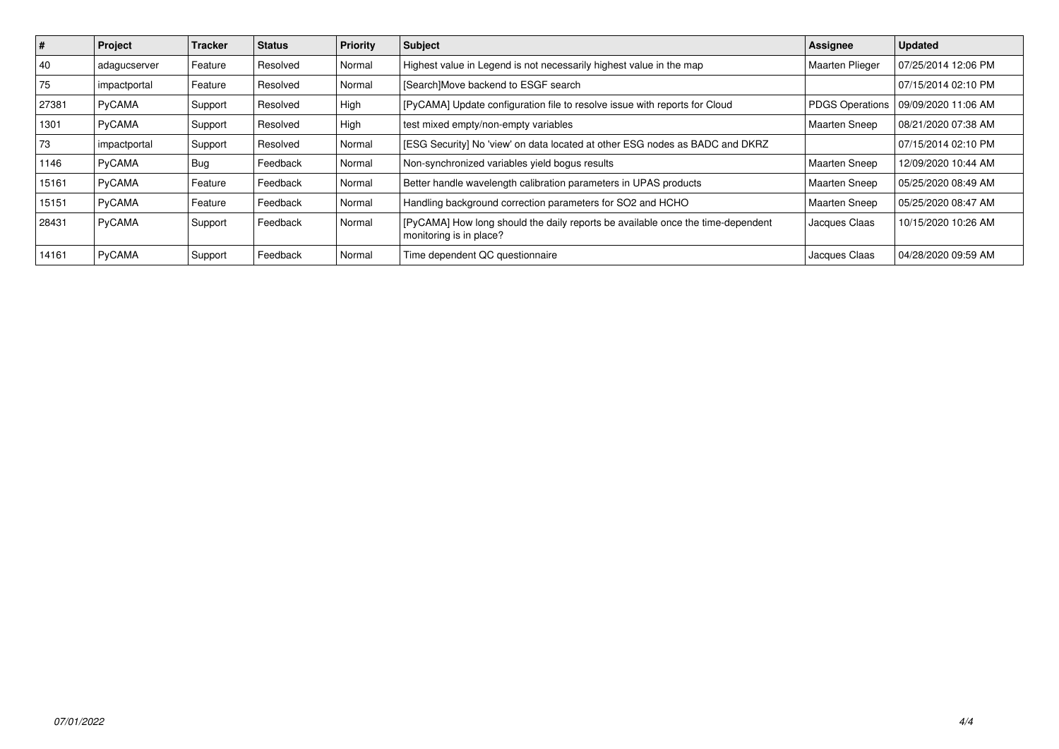| # | Project | Tracker | Status | Priority | Subject | Assignee | Updated |
|---|---|---|---|---|---|---|---|
| 40 | adagucserver | Feature | Resolved | Normal | Highest value in Legend is not necessarily highest value in the map | Maarten Plieger | 07/25/2014 12:06 PM |
| 75 | impactportal | Feature | Resolved | Normal | [Search]Move backend to ESGF search | | 07/15/2014 02:10 PM |
| 27381 | PyCAMA | Support | Resolved | High | [PyCAMA] Update configuration file to resolve issue with reports for Cloud | PDGS Operations | 09/09/2020 11:06 AM |
| 1301 | PyCAMA | Support | Resolved | High | test mixed empty/non-empty variables | Maarten Sneep | 08/21/2020 07:38 AM |
| 73 | impactportal | Support | Resolved | Normal | [ESG Security] No 'view' on data located at other ESG nodes as BADC and DKRZ | | 07/15/2014 02:10 PM |
| 1146 | PyCAMA | Bug | Feedback | Normal | Non-synchronized variables yield bogus results | Maarten Sneep | 12/09/2020 10:44 AM |
| 15161 | PyCAMA | Feature | Feedback | Normal | Better handle wavelength calibration parameters in UPAS products | Maarten Sneep | 05/25/2020 08:49 AM |
| 15151 | PyCAMA | Feature | Feedback | Normal | Handling background correction parameters for SO2 and HCHO | Maarten Sneep | 05/25/2020 08:47 AM |
| 28431 | PyCAMA | Support | Feedback | Normal | [PyCAMA] How long should the daily reports be available once the time-dependent monitoring is in place? | Jacques Claas | 10/15/2020 10:26 AM |
| 14161 | PyCAMA | Support | Feedback | Normal | Time dependent QC questionnaire | Jacques Claas | 04/28/2020 09:59 AM |

*07/01/2022*